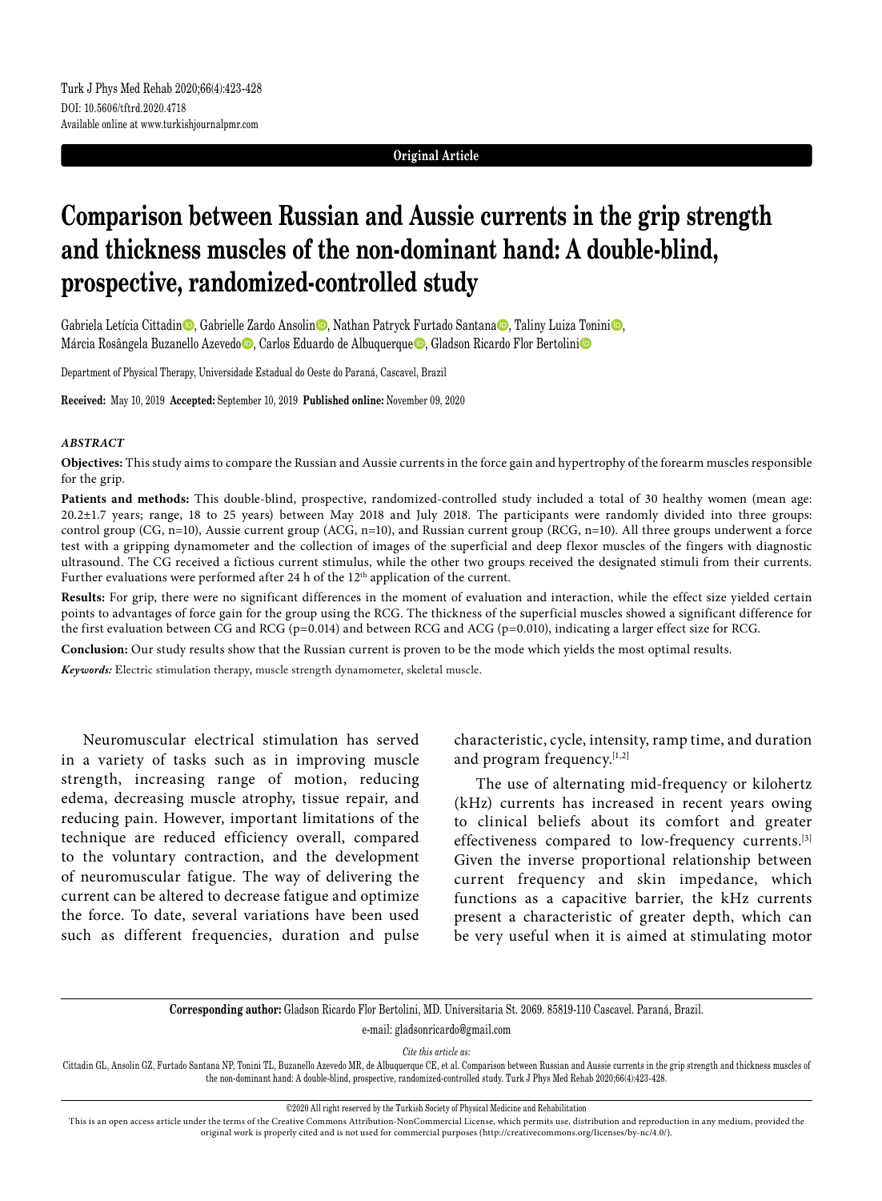Original Article

# Comparison between Russian and Aussie currents in the grip strength and thickness muscles of the non-dominant hand: A double-blind, prospective, randomized-controlled study

Gabriela Letícia Cittadin, Gabrielle Zardo Ansolin, Nathan Patryck Furtado Santana, Taliny Luiza Tonini, Márcia Rosângela Buzanello Azevedo, Carlos Eduardo de Albuquerque, Gladson Ricardo Flor Bertolini

Department of Physical Therapy, Universidade Estadual do Oeste do Paraná, Cascavel, Brazil

**Received:** May 10, 2019 **Accepted:** September 10, 2019 **Published online:** November 09, 2020

### *ABSTRACT*

**Objectives:** This study aims to compare the Russian and Aussie currents in the force gain and hypertrophy of the forearm muscles responsible for the grip.

**Patients and methods:** This double-blind, prospective, randomized-controlled study included a total of 30 healthy women (mean age: 20.2±1.7 years; range, 18 to 25 years) between May 2018 and July 2018. The participants were randomly divided into three groups: control group (CG, n=10), Aussie current group (ACG, n=10), and Russian current group (RCG, n=10). All three groups underwent a force test with a gripping dynamometer and the collection of images of the superficial and deep flexor muscles of the fingers with diagnostic ultrasound. The CG received a fictious current stimulus, while the other two groups received the designated stimuli from their currents. Further evaluations were performed after 24 h of the 12th application of the current.

**Results:** For grip, there were no significant differences in the moment of evaluation and interaction, while the effect size yielded certain points to advantages of force gain for the group using the RCG. The thickness of the superficial muscles showed a significant difference for the first evaluation between CG and RCG (p=0.014) and between RCG and ACG (p=0.010), indicating a larger effect size for RCG.

**Conclusion:** Our study results show that the Russian current is proven to be the mode which yields the most optimal results.

*Keywords:* Electric stimulation therapy, muscle strength dynamometer, skeletal muscle.

Neuromuscular electrical stimulation has served in a variety of tasks such as in improving muscle strength, increasing range of motion, reducing edema, decreasing muscle atrophy, tissue repair, and reducing pain. However, important limitations of the technique are reduced efficiency overall, compared to the voluntary contraction, and the development of neuromuscular fatigue. The way of delivering the current can be altered to decrease fatigue and optimize the force. To date, several variations have been used such as different frequencies, duration and pulse characteristic, cycle, intensity, ramp time, and duration and program frequency.[1,2]

The use of alternating mid-frequency or kilohertz (kHz) currents has increased in recent years owing to clinical beliefs about its comfort and greater effectiveness compared to low-frequency currents.[3] Given the inverse proportional relationship between current frequency and skin impedance, which functions as a capacitive barrier, the kHz currents present a characteristic of greater depth, which can be very useful when it is aimed at stimulating motor

**Corresponding author:** Gladson Ricardo Flor Bertolini, MD. Universitaria St. 2069. 85819-110 Cascavel. Paraná, Brazil.
e-mail: gladsonricardo@gmail.com

*Cite this article as:*
Cittadin GL, Ansolin GZ, Furtado Santana NP, Tonini TL, Buzanello Azevedo MR, de Albuquerque CE, et al. Comparison between Russian and Aussie currents in the grip strength and thickness muscles of the non-dominant hand: A double-blind, prospective, randomized-controlled study. Turk J Phys Med Rehab 2020;66(4):423-428.

©2020 All right reserved by the Turkish Society of Physical Medicine and Rehabilitation

This is an open access article under the terms of the Creative Commons Attribution-NonCommercial License, which permits use, distribution and reproduction in any medium, provided the original work is properly cited and is not used for commercial purposes (http://creativecommons.org/licenses/by-nc/4.0/).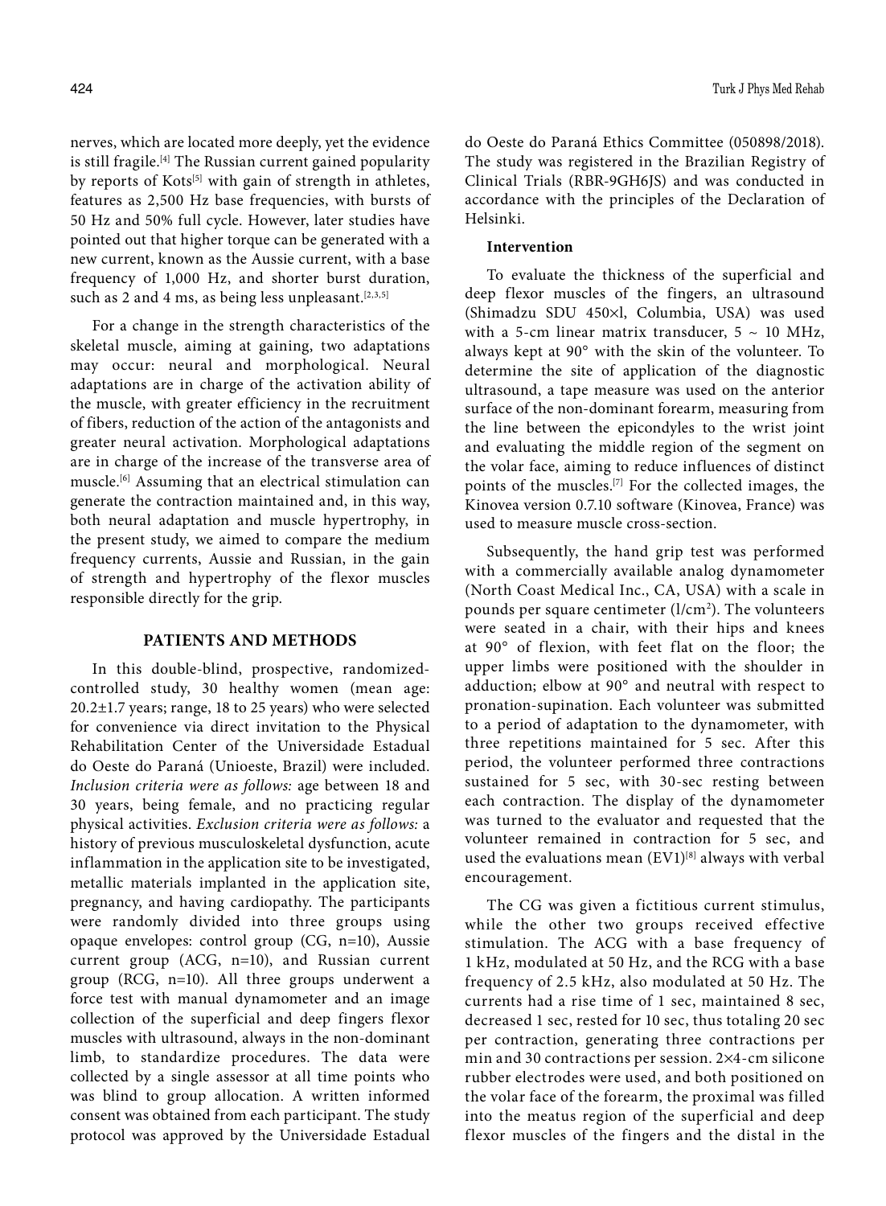nerves, which are located more deeply, yet the evidence is still fragile.[4] The Russian current gained popularity by reports of Kots[5] with gain of strength in athletes, features as 2,500 Hz base frequencies, with bursts of 50 Hz and 50% full cycle. However, later studies have pointed out that higher torque can be generated with a new current, known as the Aussie current, with a base frequency of 1,000 Hz, and shorter burst duration, such as 2 and 4 ms, as being less unpleasant.[2,3,5]

For a change in the strength characteristics of the skeletal muscle, aiming at gaining, two adaptations may occur: neural and morphological. Neural adaptations are in charge of the activation ability of the muscle, with greater efficiency in the recruitment of fibers, reduction of the action of the antagonists and greater neural activation. Morphological adaptations are in charge of the increase of the transverse area of muscle.[6] Assuming that an electrical stimulation can generate the contraction maintained and, in this way, both neural adaptation and muscle hypertrophy, in the present study, we aimed to compare the medium frequency currents, Aussie and Russian, in the gain of strength and hypertrophy of the flexor muscles responsible directly for the grip.

## PATIENTS AND METHODS

In this double-blind, prospective, randomized-controlled study, 30 healthy women (mean age: 20.2±1.7 years; range, 18 to 25 years) who were selected for convenience via direct invitation to the Physical Rehabilitation Center of the Universidade Estadual do Oeste do Paraná (Unioeste, Brazil) were included. *Inclusion criteria were as follows:* age between 18 and 30 years, being female, and no practicing regular physical activities. *Exclusion criteria were as follows:* a history of previous musculoskeletal dysfunction, acute inflammation in the application site to be investigated, metallic materials implanted in the application site, pregnancy, and having cardiopathy. The participants were randomly divided into three groups using opaque envelopes: control group (CG, n=10), Aussie current group (ACG, n=10), and Russian current group (RCG, n=10). All three groups underwent a force test with manual dynamometer and an image collection of the superficial and deep fingers flexor muscles with ultrasound, always in the non-dominant limb, to standardize procedures. The data were collected by a single assessor at all time points who was blind to group allocation. A written informed consent was obtained from each participant. The study protocol was approved by the Universidade Estadual do Oeste do Paraná Ethics Committee (050898/2018). The study was registered in the Brazilian Registry of Clinical Trials (RBR-9GH6JS) and was conducted in accordance with the principles of the Declaration of Helsinki.

### Intervention

To evaluate the thickness of the superficial and deep flexor muscles of the fingers, an ultrasound (Shimadzu SDU 450×l, Columbia, USA) was used with a 5-cm linear matrix transducer, 5 ~ 10 MHz, always kept at 90° with the skin of the volunteer. To determine the site of application of the diagnostic ultrasound, a tape measure was used on the anterior surface of the non-dominant forearm, measuring from the line between the epicondyles to the wrist joint and evaluating the middle region of the segment on the volar face, aiming to reduce influences of distinct points of the muscles.[7] For the collected images, the Kinovea version 0.7.10 software (Kinovea, France) was used to measure muscle cross-section.

Subsequently, the hand grip test was performed with a commercially available analog dynamometer (North Coast Medical Inc., CA, USA) with a scale in pounds per square centimeter (l/cm$^2$). The volunteers were seated in a chair, with their hips and knees at 90° of flexion, with feet flat on the floor; the upper limbs were positioned with the shoulder in adduction; elbow at 90° and neutral with respect to pronation-supination. Each volunteer was submitted to a period of adaptation to the dynamometer, with three repetitions maintained for 5 sec. After this period, the volunteer performed three contractions sustained for 5 sec, with 30-sec resting between each contraction. The display of the dynamometer was turned to the evaluator and requested that the volunteer remained in contraction for 5 sec, and used the evaluations mean (EV1)[8] always with verbal encouragement.

The CG was given a fictitious current stimulus, while the other two groups received effective stimulation. The ACG with a base frequency of 1 kHz, modulated at 50 Hz, and the RCG with a base frequency of 2.5 kHz, also modulated at 50 Hz. The currents had a rise time of 1 sec, maintained 8 sec, decreased 1 sec, rested for 10 sec, thus totaling 20 sec per contraction, generating three contractions per min and 30 contractions per session. 2×4-cm silicone rubber electrodes were used, and both positioned on the volar face of the forearm, the proximal was filled into the meatus region of the superficial and deep flexor muscles of the fingers and the distal in the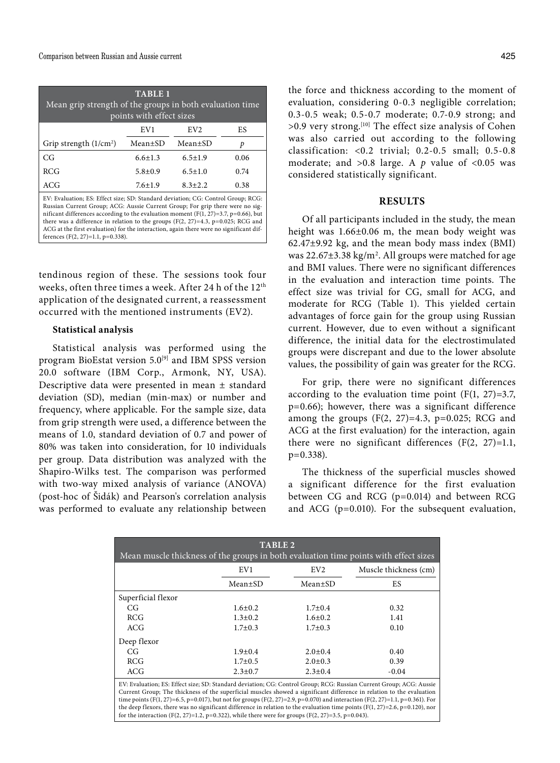**TABLE 1**
Mean grip strength of the groups in both evaluation time points with effect sizes

| | EV1 | EV2 | ES |
|---|---|---|---|
| Grip strength (1/cm²) | Mean±SD | Mean±SD | *p* |
| CG | 6.6±1.3 | 6.5±1.9 | 0.06 |
| RCG | 5.8±0.9 | 6.5±1.0 | 0.74 |
| ACG | 7.6±1.9 | 8.3±2.2 | 0.38 |

EV: Evaluation; ES: Effect size; SD: Standard deviation; CG: Control Group; RCG: Russian Current Group; ACG: Aussie Current Group; For grip there were no significant differences according to the evaluation moment ($F(1, 27)=3.7$, $p=0.66$), but there was a difference in relation to the groups ($F(2, 27)=4.3$, $p=0.025$; RCG and ACG at the first evaluation) for the interaction, again there were no significant differences ($F(2, 27)=1.1$, $p=0.338$).

tendinous region of these. The sessions took four weeks, often three times a week. After 24 h of the 12th application of the designated current, a reassessment occurred with the mentioned instruments (EV2).

**Statistical analysis**

Statistical analysis was performed using the program BioEstat version 5.0[9] and IBM SPSS version 20.0 software (IBM Corp., Armonk, NY, USA). Descriptive data were presented in mean ± standard deviation (SD), median (min-max) or number and frequency, where applicable. For the sample size, data from grip strength were used, a difference between the means of 1.0, standard deviation of 0.7 and power of 80% was taken into consideration, for 10 individuals per group. Data distribution was analyzed with the Shapiro-Wilks test. The comparison was performed with two-way mixed analysis of variance (ANOVA) (post-hoc of Šidák) and Pearson's correlation analysis was performed to evaluate any relationship between the force and thickness according to the moment of evaluation, considering 0-0.3 negligible correlation; 0.3-0.5 weak; 0.5-0.7 moderate; 0.7-0.9 strong; and >0.9 very strong.[10] The effect size analysis of Cohen was also carried out according to the following classification: <0.2 trivial; 0.2-0.5 small; 0.5-0.8 moderate; and >0.8 large. A *p* value of $<0.05$ was considered statistically significant.

## RESULTS

Of all participants included in the study, the mean height was 1.66±0.06 m, the mean body weight was 62.47±9.92 kg, and the mean body mass index (BMI) was 22.67±3.38 kg/m². All groups were matched for age and BMI values. There were no significant differences in the evaluation and interaction time points. The effect size was trivial for CG, small for ACG, and moderate for RCG (Table 1). This yielded certain advantages of force gain for the group using Russian current. However, due to even without a significant difference, the initial data for the electrostimulated groups were discrepant and due to the lower absolute values, the possibility of gain was greater for the RCG.

For grip, there were no significant differences according to the evaluation time point ($F(1, 27)=3.7$, $p=0.66$); however, there was a significant difference among the groups ($F(2, 27)=4.3$, $p=0.025$; RCG and ACG at the first evaluation) for the interaction, again there were no significant differences ($F(2, 27)=1.1$, $p=0.338$).

The thickness of the superficial muscles showed a significant difference for the first evaluation between CG and RCG ($p=0.014$) and between RCG and ACG ($p=0.010$). For the subsequent evaluation,

**TABLE 2**
Mean muscle thickness of the groups in both evaluation time points with effect sizes

| | EV1 | EV2 | Muscle thickness (cm) |
|---|---|---|---|
| | Mean±SD | Mean±SD | ES |
| Superficial flexor | | | |
| CG | 1.6±0.2 | 1.7±0.4 | 0.32 |
| RCG | 1.3±0.2 | 1.6±0.2 | 1.41 |
| ACG | 1.7±0.3 | 1.7±0.3 | 0.10 |
| Deep flexor | | | |
| CG | 1.9±0.4 | 2.0±0.4 | 0.40 |
| RCG | 1.7±0.5 | 2.0±0.3 | 0.39 |
| ACG | 2.3±0.7 | 2.3±0.4 | -0.04 |

EV: Evaluation; ES: Effect size; SD: Standard deviation; CG: Control Group; RCG: Russian Current Group; ACG: Aussie Current Group; The thickness of the superficial muscles showed a significant difference in relation to the evaluation time points ($F(1, 27)=6.5$, $p=0.017$), but not for groups ($F(2, 27)=2.9$, $p=0.070$) and interaction ($F(2, 27)=1.1$, $p=0.361$). For the deep flexors, there was no significant difference in relation to the evaluation time points ($F(1, 27)=2.6$, $p=0.120$), nor for the interaction ($F(2, 27)=1.2$, $p=0.322$), while there were for groups ($F(2, 27)=3.5$, $p=0.043$).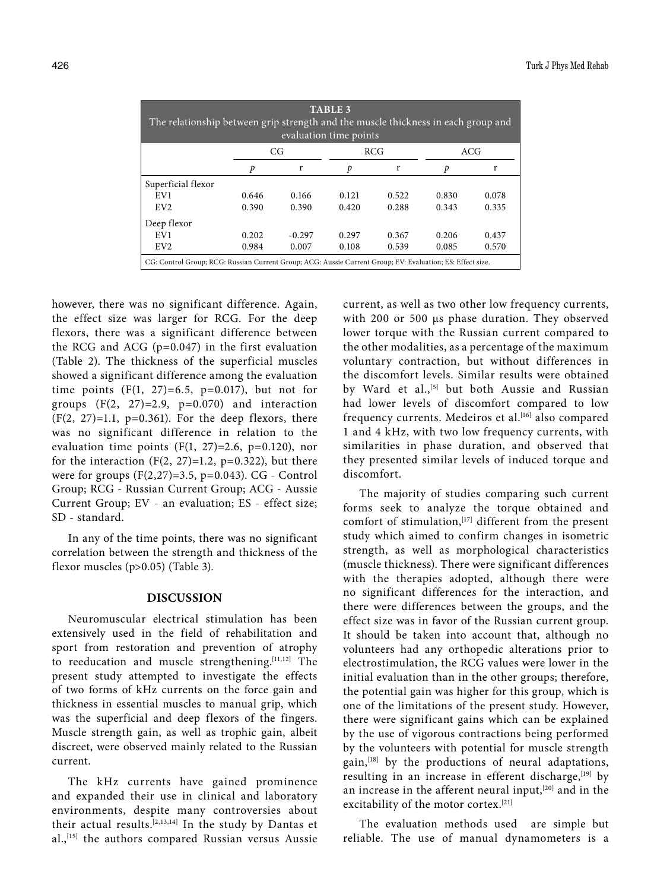**TABLE 3**
The relationship between grip strength and the muscle thickness in each group and evaluation time points

| | CG | | RCG | | ACG | |
|---|---|---|---|---|---|---|
| | *p* | r | *p* | r | *p* | r |
| Superficial flexor | | | | | | |
| EV1 | 0.646 | 0.166 | 0.121 | 0.522 | 0.830 | 0.078 |
| EV2 | 0.390 | 0.390 | 0.420 | 0.288 | 0.343 | 0.335 |
| Deep flexor | | | | | | |
| EV1 | 0.202 | -0.297 | 0.297 | 0.367 | 0.206 | 0.437 |
| EV2 | 0.984 | 0.007 | 0.108 | 0.539 | 0.085 | 0.570 |

CG: Control Group; RCG: Russian Current Group; ACG: Aussie Current Group; EV: Evaluation; ES: Effect size.

however, there was no significant difference. Again, the effect size was larger for RCG. For the deep flexors, there was a significant difference between the RCG and ACG ($p=0.047$) in the first evaluation (Table 2). The thickness of the superficial muscles showed a significant difference among the evaluation time points ($F(1, 27)=6.5$, $p=0.017$), but not for groups ($F(2, 27)=2.9$, $p=0.070$) and interaction ($F(2, 27)=1.1$, $p=0.361$). For the deep flexors, there was no significant difference in relation to the evaluation time points ($F(1, 27)=2.6$, $p=0.120$), nor for the interaction ($F(2, 27)=1.2$, $p=0.322$), but there were for groups ($F(2,27)=3.5$, $p=0.043$). CG - Control Group; RCG - Russian Current Group; ACG - Aussie Current Group; EV - an evaluation; ES - effect size; SD - standard.

In any of the time points, there was no significant correlation between the strength and thickness of the flexor muscles ($p>0.05$) (Table 3).

## DISCUSSION

Neuromuscular electrical stimulation has been extensively used in the field of rehabilitation and sport from restoration and prevention of atrophy to reeducation and muscle strengthening.[11,12] The present study attempted to investigate the effects of two forms of kHz currents on the force gain and thickness in essential muscles to manual grip, which was the superficial and deep flexors of the fingers. Muscle strength gain, as well as trophic gain, albeit discreet, were observed mainly related to the Russian current.

The kHz currents have gained prominence and expanded their use in clinical and laboratory environments, despite many controversies about their actual results.[2,13,14] In the study by Dantas et al.,[15] the authors compared Russian versus Aussie current, as well as two other low frequency currents, with 200 or 500 µs phase duration. They observed lower torque with the Russian current compared to the other modalities, as a percentage of the maximum voluntary contraction, but without differences in the discomfort levels. Similar results were obtained by Ward et al.,[5] but both Aussie and Russian had lower levels of discomfort compared to low frequency currents. Medeiros et al.[16] also compared 1 and 4 kHz, with two low frequency currents, with similarities in phase duration, and observed that they presented similar levels of induced torque and discomfort.

The majority of studies comparing such current forms seek to analyze the torque obtained and comfort of stimulation,[17] different from the present study which aimed to confirm changes in isometric strength, as well as morphological characteristics (muscle thickness). There were significant differences with the therapies adopted, although there were no significant differences for the interaction, and there were differences between the groups, and the effect size was in favor of the Russian current group. It should be taken into account that, although no volunteers had any orthopedic alterations prior to electrostimulation, the RCG values were lower in the initial evaluation than in the other groups; therefore, the potential gain was higher for this group, which is one of the limitations of the present study. However, there were significant gains which can be explained by the use of vigorous contractions being performed by the volunteers with potential for muscle strength gain,[18] by the productions of neural adaptations, resulting in an increase in efferent discharge,[19] by an increase in the afferent neural input,[20] and in the excitability of the motor cortex.[21]

The evaluation methods used are simple but reliable. The use of manual dynamometers is a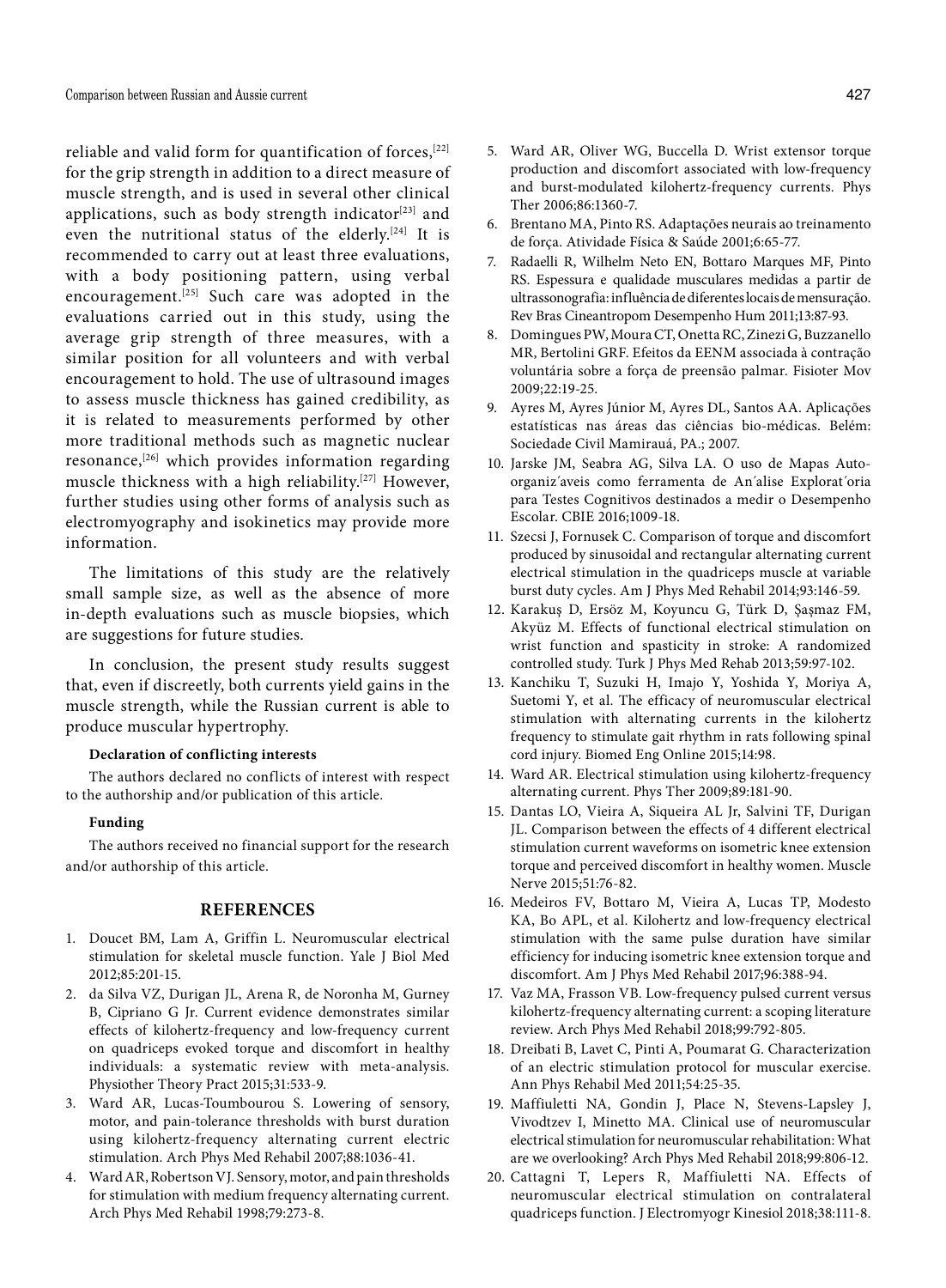reliable and valid form for quantification of forces,[22] for the grip strength in addition to a direct measure of muscle strength, and is used in several other clinical applications, such as body strength indicator[23] and even the nutritional status of the elderly.[24] It is recommended to carry out at least three evaluations, with a body positioning pattern, using verbal encouragement.[25] Such care was adopted in the evaluations carried out in this study, using the average grip strength of three measures, with a similar position for all volunteers and with verbal encouragement to hold. The use of ultrasound images to assess muscle thickness has gained credibility, as it is related to measurements performed by other more traditional methods such as magnetic nuclear resonance,[26] which provides information regarding muscle thickness with a high reliability.[27] However, further studies using other forms of analysis such as electromyography and isokinetics may provide more information.

The limitations of this study are the relatively small sample size, as well as the absence of more in-depth evaluations such as muscle biopsies, which are suggestions for future studies.

In conclusion, the present study results suggest that, even if discreetly, both currents yield gains in the muscle strength, while the Russian current is able to produce muscular hypertrophy.

**Declaration of conflicting interests**

The authors declared no conflicts of interest with respect to the authorship and/or publication of this article.

**Funding**

The authors received no financial support for the research and/or authorship of this article.

## REFERENCES

1. Doucet BM, Lam A, Griffin L. Neuromuscular electrical stimulation for skeletal muscle function. Yale J Biol Med 2012;85:201-15.
2. da Silva VZ, Durigan JL, Arena R, de Noronha M, Gurney B, Cipriano G Jr. Current evidence demonstrates similar effects of kilohertz-frequency and low-frequency current on quadriceps evoked torque and discomfort in healthy individuals: a systematic review with meta-analysis. Physiother Theory Pract 2015;31:533-9.
3. Ward AR, Lucas-Toumbourou S. Lowering of sensory, motor, and pain-tolerance thresholds with burst duration using kilohertz-frequency alternating current electric stimulation. Arch Phys Med Rehabil 2007;88:1036-41.
4. Ward AR, Robertson VJ. Sensory, motor, and pain thresholds for stimulation with medium frequency alternating current. Arch Phys Med Rehabil 1998;79:273-8.
5. Ward AR, Oliver WG, Buccella D. Wrist extensor torque production and discomfort associated with low-frequency and burst-modulated kilohertz-frequency currents. Phys Ther 2006;86:1360-7.
6. Brentano MA, Pinto RS. Adaptações neurais ao treinamento de força. Atividade Física & Saúde 2001;6:65-77.
7. Radaelli R, Wilhelm Neto EN, Bottaro Marques MF, Pinto RS. Espessura e qualidade musculares medidas a partir de ultrassonografia: influência de diferentes locais de mensuração. Rev Bras Cineantropom Desempenho Hum 2011;13:87-93.
8. Domingues PW, Moura CT, Onetta RC, Zinezi G, Buzzanello MR, Bertolini GRF. Efeitos da EENM associada à contração voluntária sobre a força de preensão palmar. Fisioter Mov 2009;22:19-25.
9. Ayres M, Ayres Júnior M, Ayres DL, Santos AA. Aplicações estatísticas nas áreas das ciências bio-médicas. Belém: Sociedade Civil Mamirauá, PA.; 2007.
10. Jarske JM, Seabra AG, Silva LA. O uso de Mapas Auto-organiz´aveis como ferramenta de An´alise Explorat´oria para Testes Cognitivos destinados a medir o Desempenho Escolar. CBIE 2016;1009-18.
11. Szecsi J, Fornusek C. Comparison of torque and discomfort produced by sinusoidal and rectangular alternating current electrical stimulation in the quadriceps muscle at variable burst duty cycles. Am J Phys Med Rehabil 2014;93:146-59.
12. Karakuş D, Ersöz M, Koyuncu G, Türk D, Şaşmaz FM, Akyüz M. Effects of functional electrical stimulation on wrist function and spasticity in stroke: A randomized controlled study. Turk J Phys Med Rehab 2013;59:97-102.
13. Kanchiku T, Suzuki H, Imajo Y, Yoshida Y, Moriya A, Suetomi Y, et al. The efficacy of neuromuscular electrical stimulation with alternating currents in the kilohertz frequency to stimulate gait rhythm in rats following spinal cord injury. Biomed Eng Online 2015;14:98.
14. Ward AR. Electrical stimulation using kilohertz-frequency alternating current. Phys Ther 2009;89:181-90.
15. Dantas LO, Vieira A, Siqueira AL Jr, Salvini TF, Durigan JL. Comparison between the effects of 4 different electrical stimulation current waveforms on isometric knee extension torque and perceived discomfort in healthy women. Muscle Nerve 2015;51:76-82.
16. Medeiros FV, Bottaro M, Vieira A, Lucas TP, Modesto KA, Bo APL, et al. Kilohertz and low-frequency electrical stimulation with the same pulse duration have similar efficiency for inducing isometric knee extension torque and discomfort. Am J Phys Med Rehabil 2017;96:388-94.
17. Vaz MA, Frasson VB. Low-frequency pulsed current versus kilohertz-frequency alternating current: a scoping literature review. Arch Phys Med Rehabil 2018;99:792-805.
18. Dreibati B, Lavet C, Pinti A, Poumarat G. Characterization of an electric stimulation protocol for muscular exercise. Ann Phys Rehabil Med 2011;54:25-35.
19. Maffiuletti NA, Gondin J, Place N, Stevens-Lapsley J, Vivodtzev I, Minetto MA. Clinical use of neuromuscular electrical stimulation for neuromuscular rehabilitation: What are we overlooking? Arch Phys Med Rehabil 2018;99:806-12.
20. Cattagni T, Lepers R, Maffiuletti NA. Effects of neuromuscular electrical stimulation on contralateral quadriceps function. J Electromyogr Kinesiol 2018;38:111-8.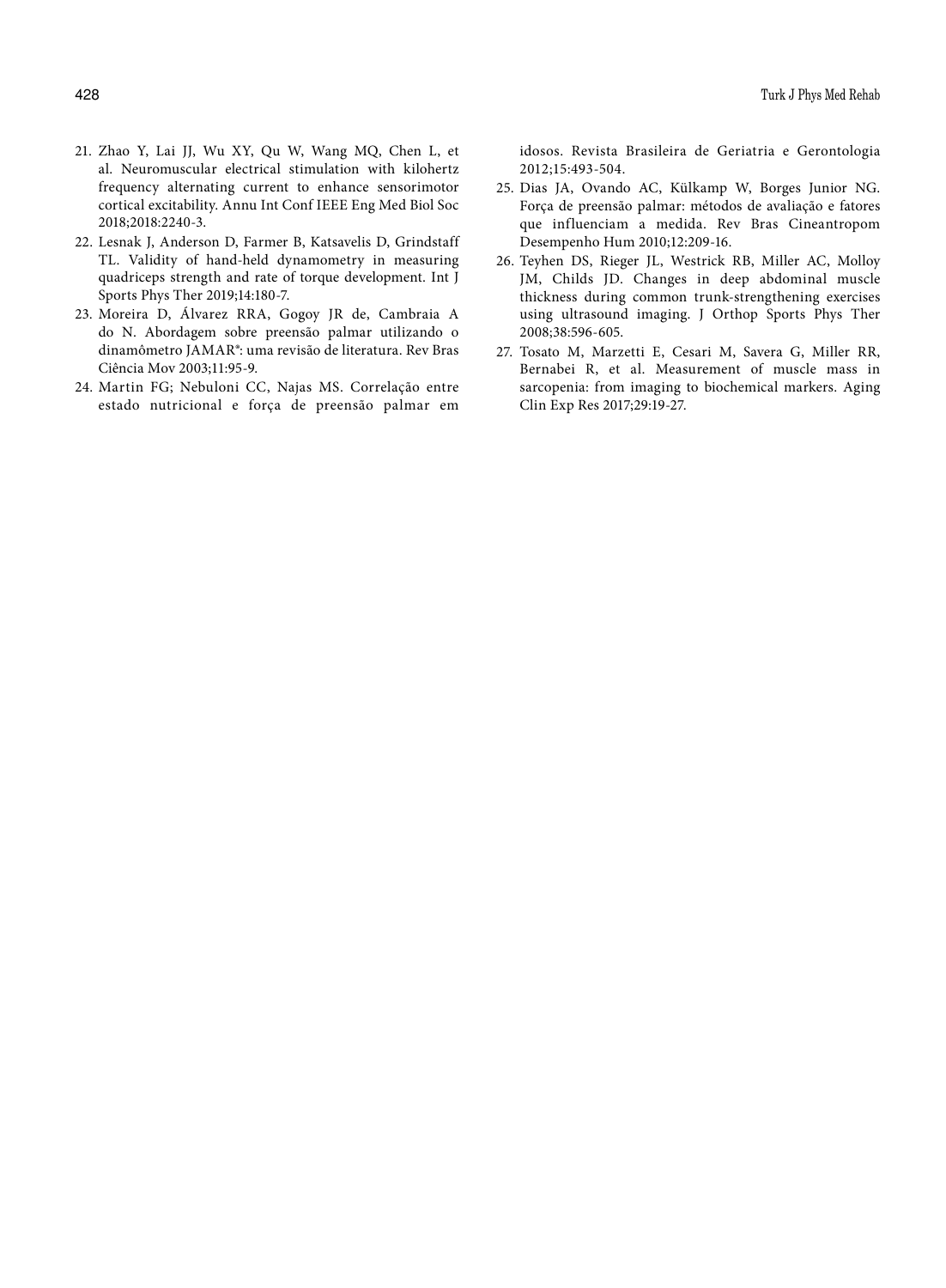21. Zhao Y, Lai JJ, Wu XY, Qu W, Wang MQ, Chen L, et al. Neuromuscular electrical stimulation with kilohertz frequency alternating current to enhance sensorimotor cortical excitability. Annu Int Conf IEEE Eng Med Biol Soc 2018;2018:2240-3.
22. Lesnak J, Anderson D, Farmer B, Katsavelis D, Grindstaff TL. Validity of hand-held dynamometry in measuring quadriceps strength and rate of torque development. Int J Sports Phys Ther 2019;14:180-7.
23. Moreira D, Álvarez RRA, Gogoy JR de, Cambraia A do N. Abordagem sobre preensão palmar utilizando o dinamômetro JAMAR®: uma revisão de literatura. Rev Bras Ciência Mov 2003;11:95-9.
24. Martin FG; Nebuloni CC, Najas MS. Correlação entre estado nutricional e força de preensão palmar em idosos. Revista Brasileira de Geriatria e Gerontologia 2012;15:493-504.
25. Dias JA, Ovando AC, Külkamp W, Borges Junior NG. Força de preensão palmar: métodos de avaliação e fatores que influenciam a medida. Rev Bras Cineantropom Desempenho Hum 2010;12:209-16.
26. Teyhen DS, Rieger JL, Westrick RB, Miller AC, Molloy JM, Childs JD. Changes in deep abdominal muscle thickness during common trunk-strengthening exercises using ultrasound imaging. J Orthop Sports Phys Ther 2008;38:596-605.
27. Tosato M, Marzetti E, Cesari M, Savera G, Miller RR, Bernabei R, et al. Measurement of muscle mass in sarcopenia: from imaging to biochemical markers. Aging Clin Exp Res 2017;29:19-27.